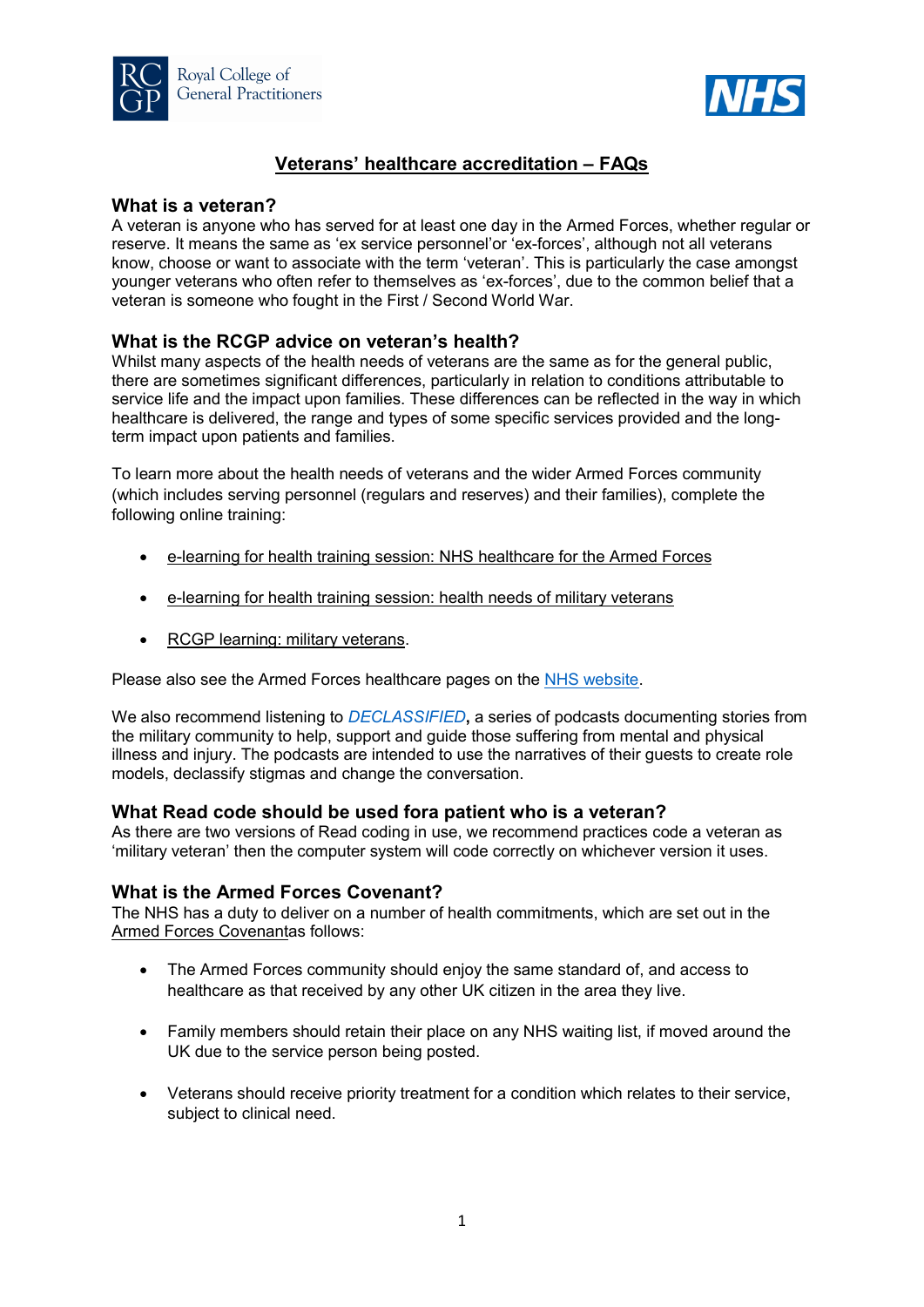# Veterans' healthcare accreditation – FAQs

## What is a veteran?

A veteran is anyone who has served for at least one day in the Armed Forces, whether regular or reserve. It means the same as 'ex service personnel'or 'ex-forces', although not all veterans know, choose or want to associate with the term 'veteran'. This is particularly the case amongst younger veterans who often refer to themselves as 'ex-forces', due to the common belief that a veteran is someone who fought in the First / Second World War.

## What is the RCGP advice on veteran's health?

Whilst many aspects of the health needs of veterans are the same as for the general public, there are sometimes significant differences, particularly in relation to conditions attributable to service life and the impact upon families. These differences can be reflected in the way in which healthcare is delivered, the range and types of some specific services provided and the long-term impact upon patients and families.

To learn more about the health needs of veterans and the wider Armed Forces community (which includes serving personnel (regulars and reserves) and their families), complete the following online training:

- e-learning for health training session: NHS healthcare for the Armed Forces
- e-learning for health training session: health needs of military veterans
- RCGP learning: military veterans.

Please also see the Armed Forces healthcare pages on the NHS website.

We also recommend listening to *DECLASSIFIED***,** a series of podcasts documenting stories from the military community to help, support and guide those suffering from mental and physical illness and injury. The podcasts are intended to use the narratives of their guests to create role models, declassify stigmas and change the conversation.

## What Read code should be used fora patient who is a veteran?

As there are two versions of Read coding in use, we recommend practices code a veteran as 'military veteran' then the computer system will code correctly on whichever version it uses.

## What is the Armed Forces Covenant?

The NHS has a duty to deliver on a number of health commitments, which are set out in the Armed Forces Covenantas follows:

- The Armed Forces community should enjoy the same standard of, and access to healthcare as that received by any other UK citizen in the area they live.
- Family members should retain their place on any NHS waiting list, if moved around the UK due to the service person being posted.
- Veterans should receive priority treatment for a condition which relates to their service, subject to clinical need.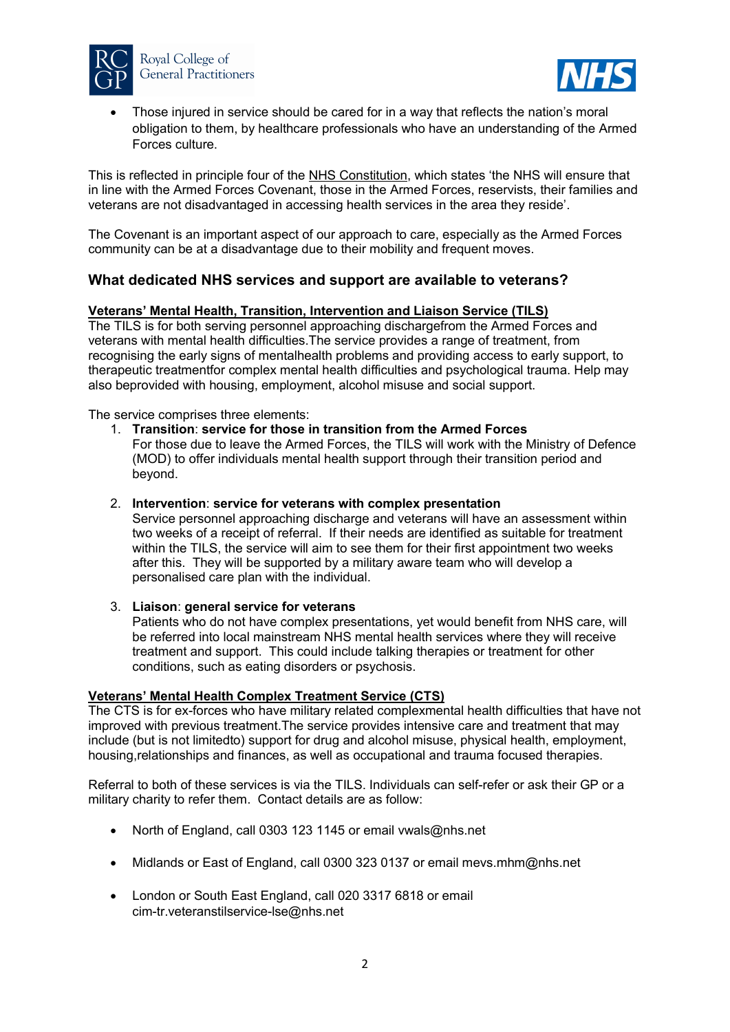- Those injured in service should be cared for in a way that reflects the nation's moral obligation to them, by healthcare professionals who have an understanding of the Armed Forces culture.

This is reflected in principle four of the NHS Constitution, which states 'the NHS will ensure that in line with the Armed Forces Covenant, those in the Armed Forces, reservists, their families and veterans are not disadvantaged in accessing health services in the area they reside'.

The Covenant is an important aspect of our approach to care, especially as the Armed Forces community can be at a disadvantage due to their mobility and frequent moves.

## What dedicated NHS services and support are available to veterans?

**Veterans' Mental Health, Transition, Intervention and Liaison Service (TILS)**

The TILS is for both serving personnel approaching dischargefrom the Armed Forces and veterans with mental health difficulties.The service provides a range of treatment, from recognising the early signs of mentalhealth problems and providing access to early support, to therapeutic treatmentfor complex mental health difficulties and psychological trauma. Help may also beprovided with housing, employment, alcohol misuse and social support.

The service comprises three elements:

1. **Transition**: **service for those in transition from the Armed Forces**
   For those due to leave the Armed Forces, the TILS will work with the Ministry of Defence (MOD) to offer individuals mental health support through their transition period and beyond.

2. **Intervention**: **service for veterans with complex presentation**
   Service personnel approaching discharge and veterans will have an assessment within two weeks of a receipt of referral. If their needs are identified as suitable for treatment within the TILS, the service will aim to see them for their first appointment two weeks after this. They will be supported by a military aware team who will develop a personalised care plan with the individual.

3. **Liaison**: **general service for veterans**
   Patients who do not have complex presentations, yet would benefit from NHS care, will be referred into local mainstream NHS mental health services where they will receive treatment and support. This could include talking therapies or treatment for other conditions, such as eating disorders or psychosis.

**Veterans' Mental Health Complex Treatment Service (CTS)**

The CTS is for ex-forces who have military related complexmental health difficulties that have not improved with previous treatment.The service provides intensive care and treatment that may include (but is not limitedto) support for drug and alcohol misuse, physical health, employment, housing,relationships and finances, as well as occupational and trauma focused therapies.

Referral to both of these services is via the TILS. Individuals can self-refer or ask their GP or a military charity to refer them. Contact details are as follow:

- North of England, call 0303 123 1145 or email vwals@nhs.net
- Midlands or East of England, call 0300 323 0137 or email mevs.mhm@nhs.net
- London or South East England, call 020 3317 6818 or email cim-tr.veteranstilservice-lse@nhs.net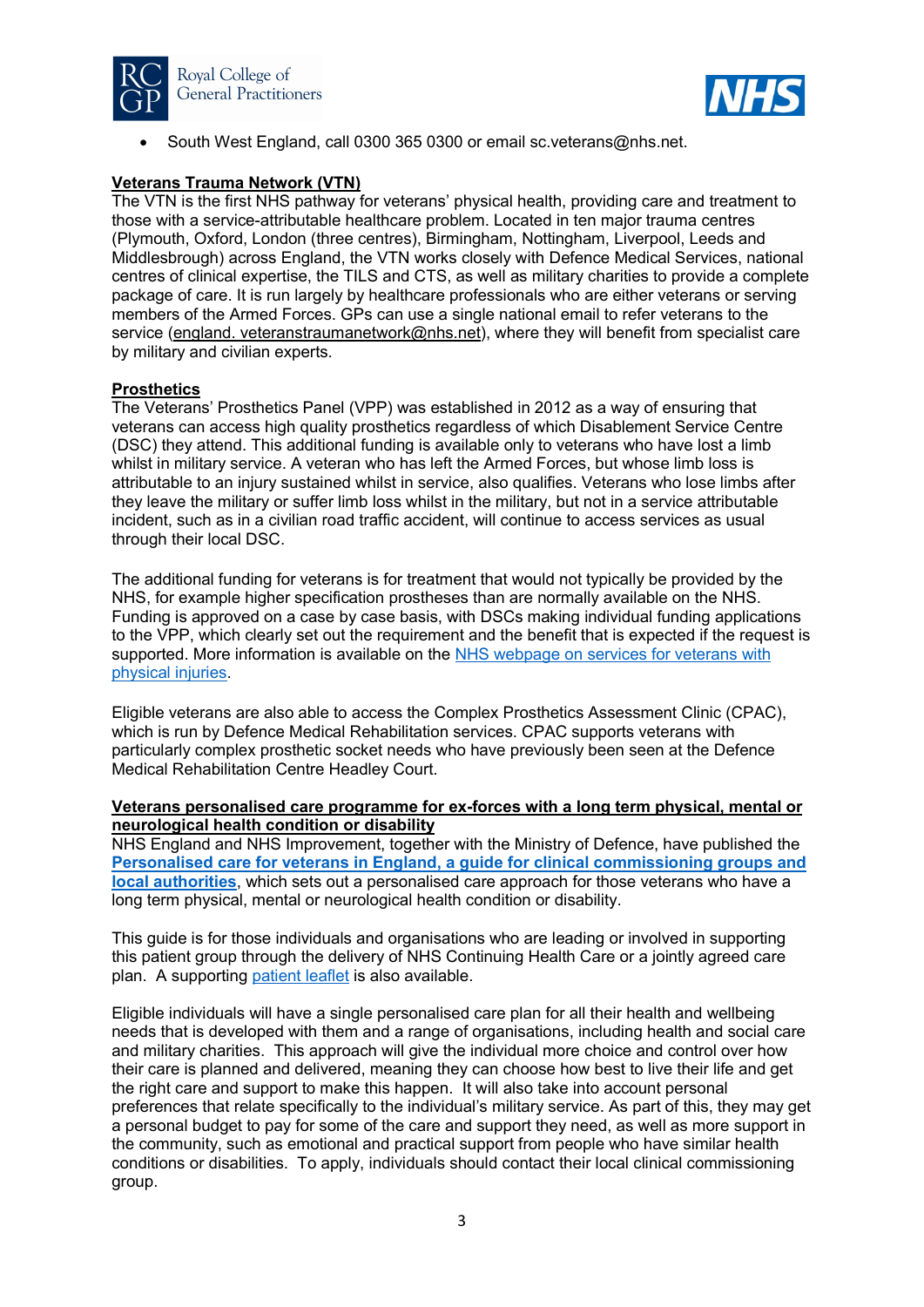- South West England, call 0300 365 0300 or email sc.veterans@nhs.net.

**Veterans Trauma Network (VTN)**

The VTN is the first NHS pathway for veterans' physical health, providing care and treatment to those with a service-attributable healthcare problem. Located in ten major trauma centres (Plymouth, Oxford, London (three centres), Birmingham, Nottingham, Liverpool, Leeds and Middlesbrough) across England, the VTN works closely with Defence Medical Services, national centres of clinical expertise, the TILS and CTS, as well as military charities to provide a complete package of care. It is run largely by healthcare professionals who are either veterans or serving members of the Armed Forces. GPs can use a single national email to refer veterans to the service (england. veteranstraumanetwork@nhs.net), where they will benefit from specialist care by military and civilian experts.

**Prosthetics**

The Veterans' Prosthetics Panel (VPP) was established in 2012 as a way of ensuring that veterans can access high quality prosthetics regardless of which Disablement Service Centre (DSC) they attend. This additional funding is available only to veterans who have lost a limb whilst in military service. A veteran who has left the Armed Forces, but whose limb loss is attributable to an injury sustained whilst in service, also qualifies. Veterans who lose limbs after they leave the military or suffer limb loss whilst in the military, but not in a service attributable incident, such as in a civilian road traffic accident, will continue to access services as usual through their local DSC.

The additional funding for veterans is for treatment that would not typically be provided by the NHS, for example higher specification prostheses than are normally available on the NHS. Funding is approved on a case by case basis, with DSCs making individual funding applications to the VPP, which clearly set out the requirement and the benefit that is expected if the request is supported. More information is available on the NHS webpage on services for veterans with physical injuries.

Eligible veterans are also able to access the Complex Prosthetics Assessment Clinic (CPAC), which is run by Defence Medical Rehabilitation services. CPAC supports veterans with particularly complex prosthetic socket needs who have previously been seen at the Defence Medical Rehabilitation Centre Headley Court.

**Veterans personalised care programme for ex-forces with a long term physical, mental or neurological health condition or disability**

NHS England and NHS Improvement, together with the Ministry of Defence, have published the **Personalised care for veterans in England, a guide for clinical commissioning groups and local authorities**, which sets out a personalised care approach for those veterans who have a long term physical, mental or neurological health condition or disability.

This guide is for those individuals and organisations who are leading or involved in supporting this patient group through the delivery of NHS Continuing Health Care or a jointly agreed care plan. A supporting patient leaflet is also available.

Eligible individuals will have a single personalised care plan for all their health and wellbeing needs that is developed with them and a range of organisations, including health and social care and military charities. This approach will give the individual more choice and control over how their care is planned and delivered, meaning they can choose how best to live their life and get the right care and support to make this happen. It will also take into account personal preferences that relate specifically to the individual's military service. As part of this, they may get a personal budget to pay for some of the care and support they need, as well as more support in the community, such as emotional and practical support from people who have similar health conditions or disabilities. To apply, individuals should contact their local clinical commissioning group.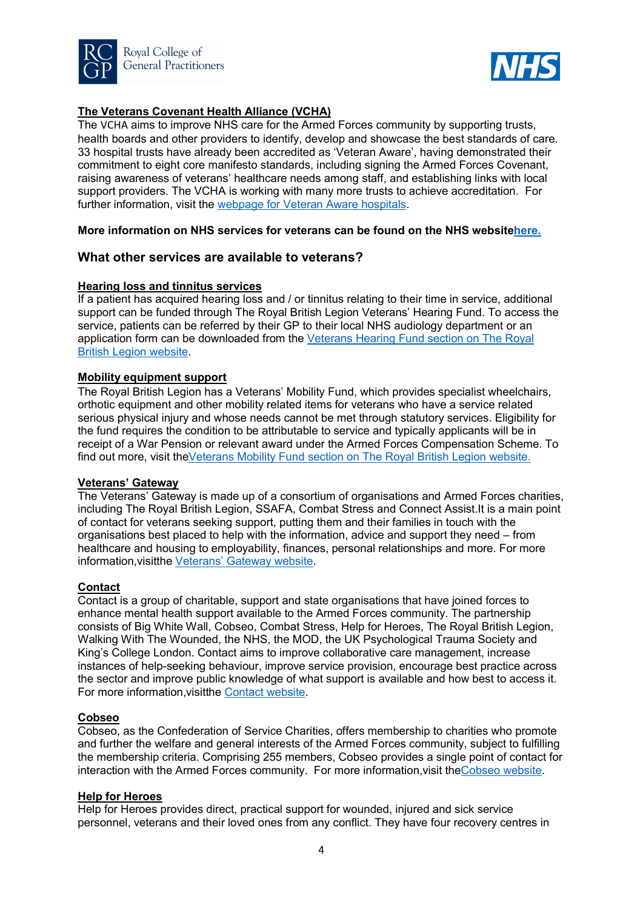**The Veterans Covenant Health Alliance (VCHA)**

The VCHA aims to improve NHS care for the Armed Forces community by supporting trusts, health boards and other providers to identify, develop and showcase the best standards of care. 33 hospital trusts have already been accredited as 'Veteran Aware', having demonstrated their commitment to eight core manifesto standards, including signing the Armed Forces Covenant, raising awareness of veterans' healthcare needs among staff, and establishing links with local support providers. The VCHA is working with many more trusts to achieve accreditation. For further information, visit the webpage for Veteran Aware hospitals.

**More information on NHS services for veterans can be found on the NHS websitehere.**

## What other services are available to veterans?

**Hearing loss and tinnitus services**

If a patient has acquired hearing loss and / or tinnitus relating to their time in service, additional support can be funded through The Royal British Legion Veterans' Hearing Fund. To access the service, patients can be referred by their GP to their local NHS audiology department or an application form can be downloaded from the Veterans Hearing Fund section on The Royal British Legion website.

**Mobility equipment support**

The Royal British Legion has a Veterans' Mobility Fund, which provides specialist wheelchairs, orthotic equipment and other mobility related items for veterans who have a service related serious physical injury and whose needs cannot be met through statutory services. Eligibility for the fund requires the condition to be attributable to service and typically applicants will be in receipt of a War Pension or relevant award under the Armed Forces Compensation Scheme. To find out more, visit theVeterans Mobility Fund section on The Royal British Legion website.

**Veterans' Gateway**

The Veterans' Gateway is made up of a consortium of organisations and Armed Forces charities, including The Royal British Legion, SSAFA, Combat Stress and Connect Assist.It is a main point of contact for veterans seeking support, putting them and their families in touch with the organisations best placed to help with the information, advice and support they need – from healthcare and housing to employability, finances, personal relationships and more. For more information,visitthe Veterans' Gateway website.

**Contact**

Contact is a group of charitable, support and state organisations that have joined forces to enhance mental health support available to the Armed Forces community. The partnership consists of Big White Wall, Cobseo, Combat Stress, Help for Heroes, The Royal British Legion, Walking With The Wounded, the NHS, the MOD, the UK Psychological Trauma Society and King's College London. Contact aims to improve collaborative care management, increase instances of help-seeking behaviour, improve service provision, encourage best practice across the sector and improve public knowledge of what support is available and how best to access it. For more information,visitthe Contact website.

**Cobseo**

Cobseo, as the Confederation of Service Charities, offers membership to charities who promote and further the welfare and general interests of the Armed Forces community, subject to fulfilling the membership criteria. Comprising 255 members, Cobseo provides a single point of contact for interaction with the Armed Forces community. For more information,visit theCobseo website.

**Help for Heroes**

Help for Heroes provides direct, practical support for wounded, injured and sick service personnel, veterans and their loved ones from any conflict. They have four recovery centres in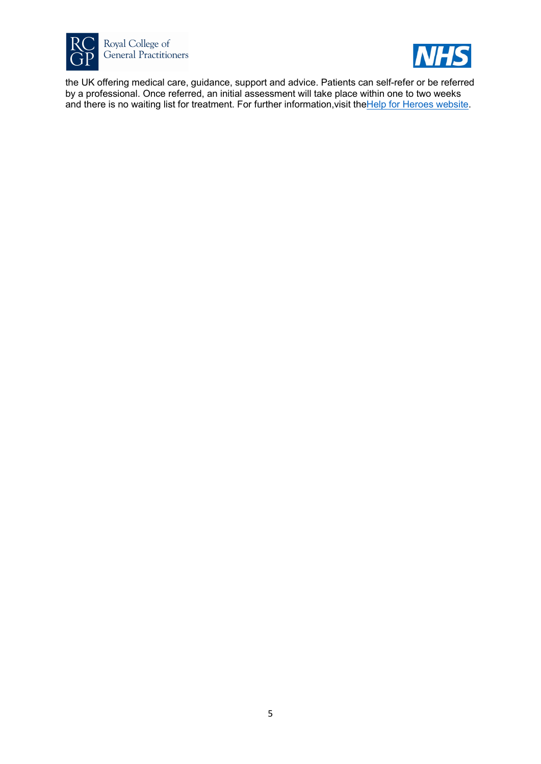the UK offering medical care, guidance, support and advice. Patients can self-refer or be referred by a professional. Once referred, an initial assessment will take place within one to two weeks and there is no waiting list for treatment. For further information,visit theHelp for Heroes website.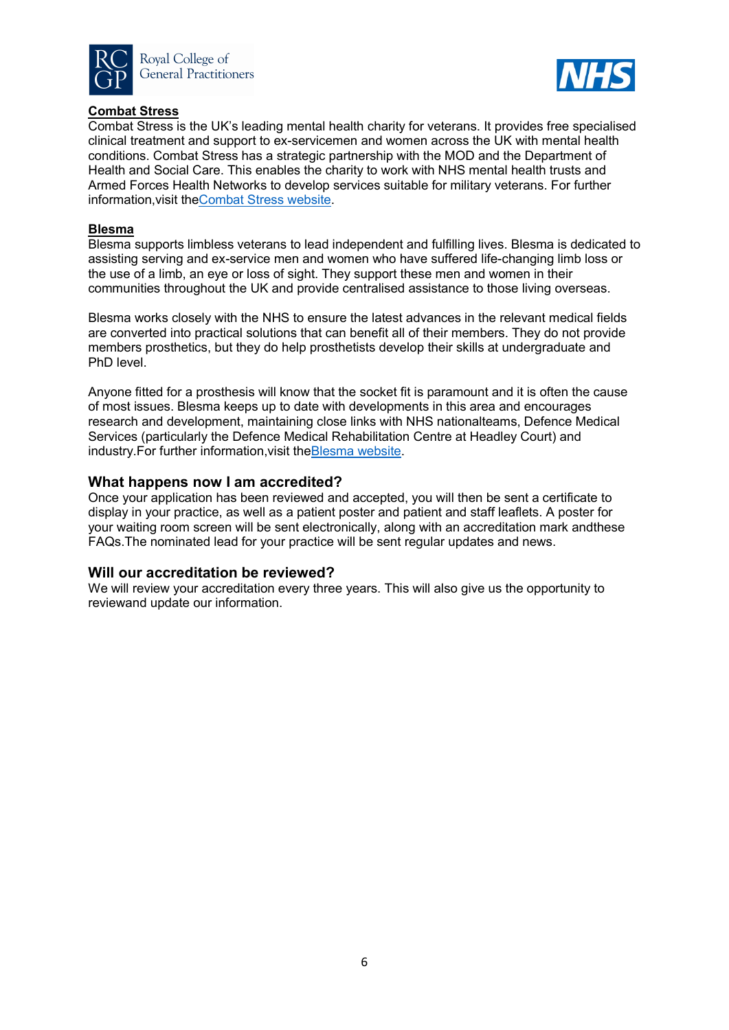**Combat Stress**

Combat Stress is the UK's leading mental health charity for veterans. It provides free specialised clinical treatment and support to ex-servicemen and women across the UK with mental health conditions. Combat Stress has a strategic partnership with the MOD and the Department of Health and Social Care. This enables the charity to work with NHS mental health trusts and Armed Forces Health Networks to develop services suitable for military veterans. For further information,visit theCombat Stress website.

**Blesma**

Blesma supports limbless veterans to lead independent and fulfilling lives. Blesma is dedicated to assisting serving and ex-service men and women who have suffered life-changing limb loss or the use of a limb, an eye or loss of sight. They support these men and women in their communities throughout the UK and provide centralised assistance to those living overseas.

Blesma works closely with the NHS to ensure the latest advances in the relevant medical fields are converted into practical solutions that can benefit all of their members. They do not provide members prosthetics, but they do help prosthetists develop their skills at undergraduate and PhD level.

Anyone fitted for a prosthesis will know that the socket fit is paramount and it is often the cause of most issues. Blesma keeps up to date with developments in this area and encourages research and development, maintaining close links with NHS nationalteams, Defence Medical Services (particularly the Defence Medical Rehabilitation Centre at Headley Court) and industry.For further information,visit theBlesma website.

## What happens now I am accredited?

Once your application has been reviewed and accepted, you will then be sent a certificate to display in your practice, as well as a patient poster and patient and staff leaflets. A poster for your waiting room screen will be sent electronically, along with an accreditation mark andthese FAQs.The nominated lead for your practice will be sent regular updates and news.

## Will our accreditation be reviewed?

We will review your accreditation every three years. This will also give us the opportunity to reviewand update our information.